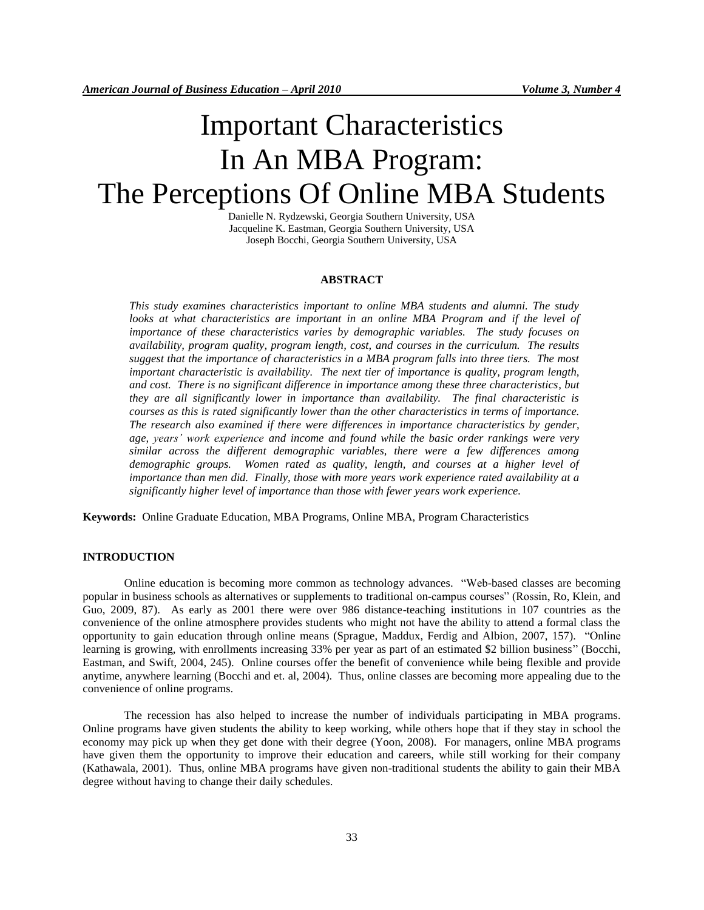# Important Characteristics In An MBA Program: The Perceptions Of Online MBA Students

Danielle N. Rydzewski, Georgia Southern University, USA
Jacqueline K. Eastman, Georgia Southern University, USA
Joseph Bocchi, Georgia Southern University, USA

## ABSTRACT

*This study examines characteristics important to online MBA students and alumni. The study looks at what characteristics are important in an online MBA Program and if the level of importance of these characteristics varies by demographic variables. The study focuses on availability, program quality, program length, cost, and courses in the curriculum. The results suggest that the importance of characteristics in a MBA program falls into three tiers. The most important characteristic is availability. The next tier of importance is quality, program length, and cost. There is no significant difference in importance among these three characteristics, but they are all significantly lower in importance than availability. The final characteristic is courses as this is rated significantly lower than the other characteristics in terms of importance. The research also examined if there were differences in importance characteristics by gender, age, years' work experience and income and found while the basic order rankings were very similar across the different demographic variables, there were a few differences among demographic groups. Women rated as quality, length, and courses at a higher level of importance than men did. Finally, those with more years work experience rated availability at a significantly higher level of importance than those with fewer years work experience.*

**Keywords:** Online Graduate Education, MBA Programs, Online MBA, Program Characteristics

## INTRODUCTION

Online education is becoming more common as technology advances. "Web-based classes are becoming popular in business schools as alternatives or supplements to traditional on-campus courses" (Rossin, Ro, Klein, and Guo, 2009, 87). As early as 2001 there were over 986 distance-teaching institutions in 107 countries as the convenience of the online atmosphere provides students who might not have the ability to attend a formal class the opportunity to gain education through online means (Sprague, Maddux, Ferdig and Albion, 2007, 157). "Online learning is growing, with enrollments increasing 33% per year as part of an estimated $2 billion business" (Bocchi, Eastman, and Swift, 2004, 245). Online courses offer the benefit of convenience while being flexible and provide anytime, anywhere learning (Bocchi and et. al, 2004). Thus, online classes are becoming more appealing due to the convenience of online programs.

The recession has also helped to increase the number of individuals participating in MBA programs. Online programs have given students the ability to keep working, while others hope that if they stay in school the economy may pick up when they get done with their degree (Yoon, 2008). For managers, online MBA programs have given them the opportunity to improve their education and careers, while still working for their company (Kathawala, 2001). Thus, online MBA programs have given non-traditional students the ability to gain their MBA degree without having to change their daily schedules.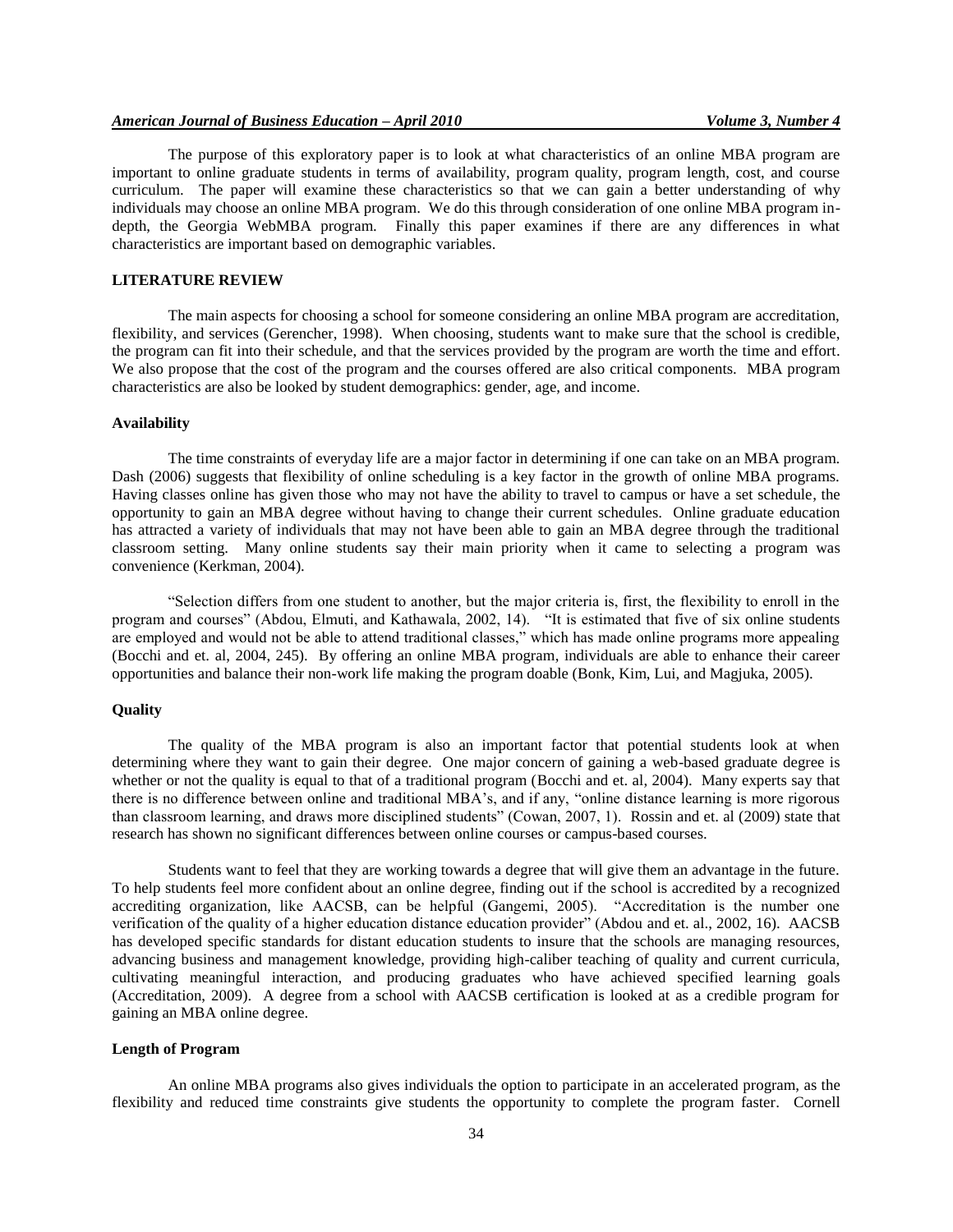The purpose of this exploratory paper is to look at what characteristics of an online MBA program are important to online graduate students in terms of availability, program quality, program length, cost, and course curriculum. The paper will examine these characteristics so that we can gain a better understanding of why individuals may choose an online MBA program. We do this through consideration of one online MBA program in-depth, the Georgia WebMBA program. Finally this paper examines if there are any differences in what characteristics are important based on demographic variables.

## LITERATURE REVIEW

The main aspects for choosing a school for someone considering an online MBA program are accreditation, flexibility, and services (Gerencher, 1998). When choosing, students want to make sure that the school is credible, the program can fit into their schedule, and that the services provided by the program are worth the time and effort. We also propose that the cost of the program and the courses offered are also critical components. MBA program characteristics are also be looked by student demographics: gender, age, and income.

### Availability

The time constraints of everyday life are a major factor in determining if one can take on an MBA program. Dash (2006) suggests that flexibility of online scheduling is a key factor in the growth of online MBA programs. Having classes online has given those who may not have the ability to travel to campus or have a set schedule, the opportunity to gain an MBA degree without having to change their current schedules. Online graduate education has attracted a variety of individuals that may not have been able to gain an MBA degree through the traditional classroom setting. Many online students say their main priority when it came to selecting a program was convenience (Kerkman, 2004).

"Selection differs from one student to another, but the major criteria is, first, the flexibility to enroll in the program and courses" (Abdou, Elmuti, and Kathawala, 2002, 14). "It is estimated that five of six online students are employed and would not be able to attend traditional classes," which has made online programs more appealing (Bocchi and et. al, 2004, 245). By offering an online MBA program, individuals are able to enhance their career opportunities and balance their non-work life making the program doable (Bonk, Kim, Lui, and Magjuka, 2005).

### Quality

The quality of the MBA program is also an important factor that potential students look at when determining where they want to gain their degree. One major concern of gaining a web-based graduate degree is whether or not the quality is equal to that of a traditional program (Bocchi and et. al, 2004). Many experts say that there is no difference between online and traditional MBA's, and if any, "online distance learning is more rigorous than classroom learning, and draws more disciplined students" (Cowan, 2007, 1). Rossin and et. al (2009) state that research has shown no significant differences between online courses or campus-based courses.

Students want to feel that they are working towards a degree that will give them an advantage in the future. To help students feel more confident about an online degree, finding out if the school is accredited by a recognized accrediting organization, like AACSB, can be helpful (Gangemi, 2005). "Accreditation is the number one verification of the quality of a higher education distance education provider" (Abdou and et. al., 2002, 16). AACSB has developed specific standards for distant education students to insure that the schools are managing resources, advancing business and management knowledge, providing high-caliber teaching of quality and current curricula, cultivating meaningful interaction, and producing graduates who have achieved specified learning goals (Accreditation, 2009). A degree from a school with AACSB certification is looked at as a credible program for gaining an MBA online degree.

### Length of Program

An online MBA programs also gives individuals the option to participate in an accelerated program, as the flexibility and reduced time constraints give students the opportunity to complete the program faster. Cornell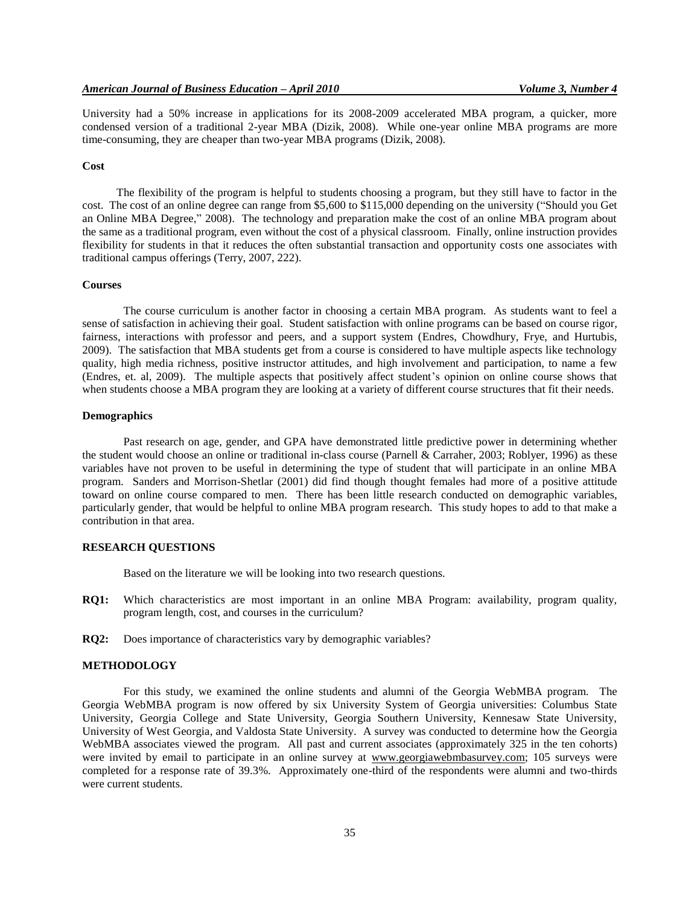University had a 50% increase in applications for its 2008-2009 accelerated MBA program, a quicker, more condensed version of a traditional 2-year MBA (Dizik, 2008). While one-year online MBA programs are more time-consuming, they are cheaper than two-year MBA programs (Dizik, 2008).

**Cost**

The flexibility of the program is helpful to students choosing a program, but they still have to factor in the cost. The cost of an online degree can range from $5,600 to $115,000 depending on the university ("Should you Get an Online MBA Degree," 2008). The technology and preparation make the cost of an online MBA program about the same as a traditional program, even without the cost of a physical classroom. Finally, online instruction provides flexibility for students in that it reduces the often substantial transaction and opportunity costs one associates with traditional campus offerings (Terry, 2007, 222).

**Courses**

The course curriculum is another factor in choosing a certain MBA program. As students want to feel a sense of satisfaction in achieving their goal. Student satisfaction with online programs can be based on course rigor, fairness, interactions with professor and peers, and a support system (Endres, Chowdhury, Frye, and Hurtubis, 2009). The satisfaction that MBA students get from a course is considered to have multiple aspects like technology quality, high media richness, positive instructor attitudes, and high involvement and participation, to name a few (Endres, et. al, 2009). The multiple aspects that positively affect student's opinion on online course shows that when students choose a MBA program they are looking at a variety of different course structures that fit their needs.

**Demographics**

Past research on age, gender, and GPA have demonstrated little predictive power in determining whether the student would choose an online or traditional in-class course (Parnell & Carraher, 2003; Roblyer, 1996) as these variables have not proven to be useful in determining the type of student that will participate in an online MBA program. Sanders and Morrison-Shetlar (2001) did find though thought females had more of a positive attitude toward on online course compared to men. There has been little research conducted on demographic variables, particularly gender, that would be helpful to online MBA program research. This study hopes to add to that make a contribution in that area.

## RESEARCH QUESTIONS

Based on the literature we will be looking into two research questions.

**RQ1:** Which characteristics are most important in an online MBA Program: availability, program quality, program length, cost, and courses in the curriculum?

**RQ2:** Does importance of characteristics vary by demographic variables?

## METHODOLOGY

For this study, we examined the online students and alumni of the Georgia WebMBA program. The Georgia WebMBA program is now offered by six University System of Georgia universities: Columbus State University, Georgia College and State University, Georgia Southern University, Kennesaw State University, University of West Georgia, and Valdosta State University. A survey was conducted to determine how the Georgia WebMBA associates viewed the program. All past and current associates (approximately 325 in the ten cohorts) were invited by email to participate in an online survey at www.georgiawebmbasurvey.com; 105 surveys were completed for a response rate of 39.3%. Approximately one-third of the respondents were alumni and two-thirds were current students.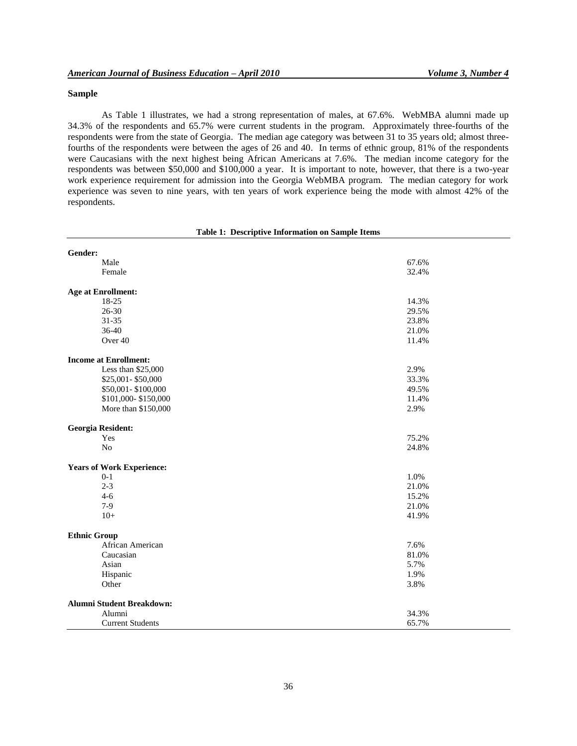### Sample

As Table 1 illustrates, we had a strong representation of males, at 67.6%. WebMBA alumni made up 34.3% of the respondents and 65.7% were current students in the program. Approximately three-fourths of the respondents were from the state of Georgia. The median age category was between 31 to 35 years old; almost three-fourths of the respondents were between the ages of 26 and 40. In terms of ethnic group, 81% of the respondents were Caucasians with the next highest being African Americans at 7.6%. The median income category for the respondents was between $50,000 and $100,000 a year. It is important to note, however, that there is a two-year work experience requirement for admission into the Georgia WebMBA program. The median category for work experience was seven to nine years, with ten years of work experience being the mode with almost 42% of the respondents.

**Table 1: Descriptive Information on Sample Items**

| | |
|---|---|
| **Gender:** | |
| Male | 67.6% |
| Female | 32.4% |
| **Age at Enrollment:** | |
| 18-25 | 14.3% |
| 26-30 | 29.5% |
| 31-35 | 23.8% |
| 36-40 | 21.0% |
| Over 40 | 11.4% |
| **Income at Enrollment:** | |
| Less than $25,000 | 2.9% |
| $25,001- $50,000 | 33.3% |
| $50,001- $100,000 | 49.5% |
| $101,000- $150,000 | 11.4% |
| More than $150,000 | 2.9% |
| **Georgia Resident:** | |
| Yes | 75.2% |
| No | 24.8% |
| **Years of Work Experience:** | |
| 0-1 | 1.0% |
| 2-3 | 21.0% |
| 4-6 | 15.2% |
| 7-9 | 21.0% |
| 10+ | 41.9% |
| **Ethnic Group** | |
| African American | 7.6% |
| Caucasian | 81.0% |
| Asian | 5.7% |
| Hispanic | 1.9% |
| Other | 3.8% |
| **Alumni Student Breakdown:** | |
| Alumni | 34.3% |
| Current Students | 65.7% |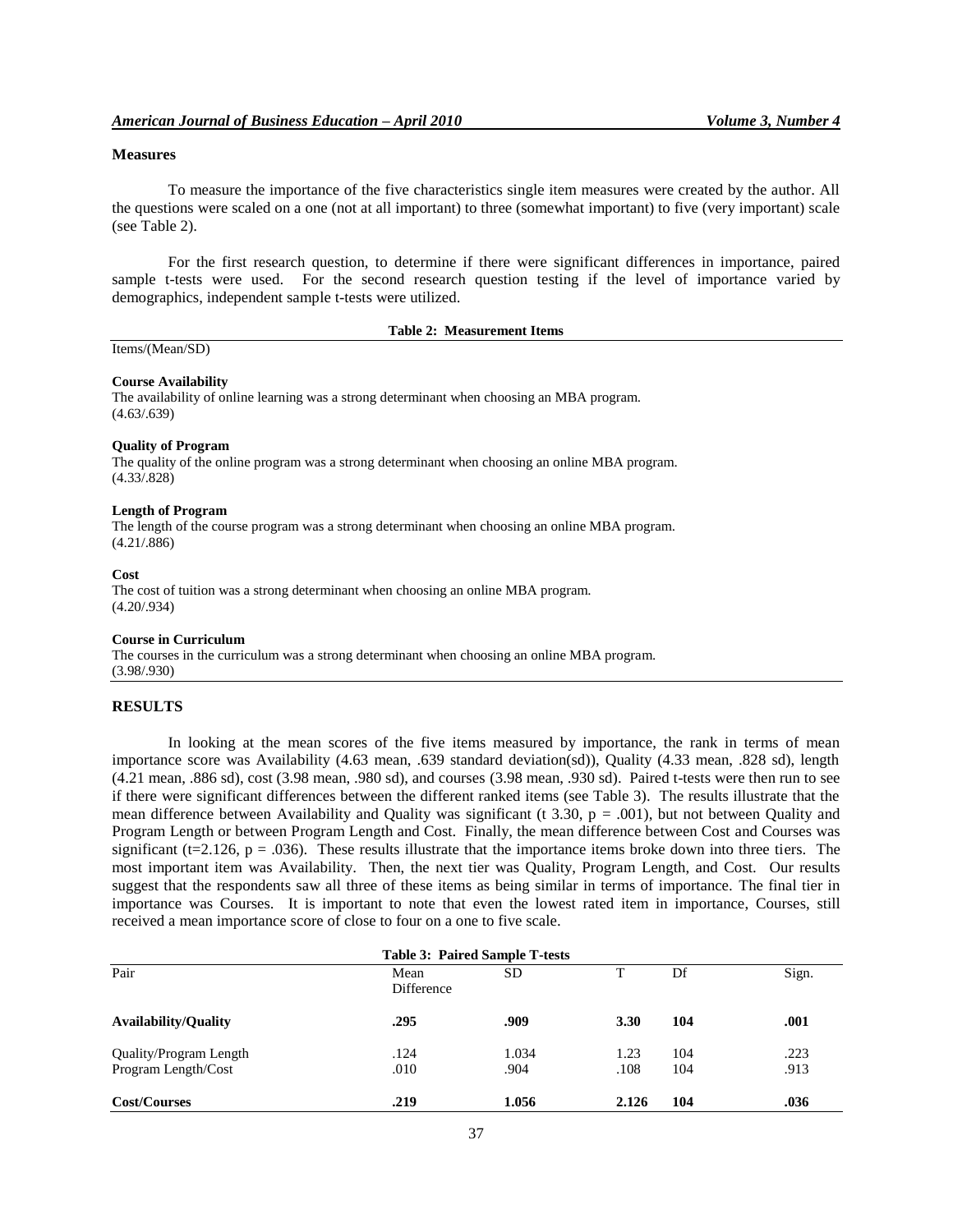### Measures

To measure the importance of the five characteristics single item measures were created by the author. All the questions were scaled on a one (not at all important) to three (somewhat important) to five (very important) scale (see Table 2).

For the first research question, to determine if there were significant differences in importance, paired sample t-tests were used. For the second research question testing if the level of importance varied by demographics, independent sample t-tests were utilized.

**Table 2: Measurement Items**

Items/(Mean/SD)

**Course Availability**
The availability of online learning was a strong determinant when choosing an MBA program.
(4.63/.639)

**Quality of Program**
The quality of the online program was a strong determinant when choosing an online MBA program.
(4.33/.828)

**Length of Program**
The length of the course program was a strong determinant when choosing an online MBA program.
(4.21/.886)

**Cost**
The cost of tuition was a strong determinant when choosing an online MBA program.
(4.20/.934)

**Course in Curriculum**
The courses in the curriculum was a strong determinant when choosing an online MBA program.
(3.98/.930)

## RESULTS

In looking at the mean scores of the five items measured by importance, the rank in terms of mean importance score was Availability (4.63 mean, .639 standard deviation(sd)), Quality (4.33 mean, .828 sd), length (4.21 mean, .886 sd), cost (3.98 mean, .980 sd), and courses (3.98 mean, .930 sd). Paired t-tests were then run to see if there were significant differences between the different ranked items (see Table 3). The results illustrate that the mean difference between Availability and Quality was significant (t 3.30, $p = .001$), but not between Quality and Program Length or between Program Length and Cost. Finally, the mean difference between Cost and Courses was significant ($t=2.126$, $p = .036$). These results illustrate that the importance items broke down into three tiers. The most important item was Availability. Then, the next tier was Quality, Program Length, and Cost. Our results suggest that the respondents saw all three of these items as being similar in terms of importance. The final tier in importance was Courses. It is important to note that even the lowest rated item in importance, Courses, still received a mean importance score of close to four on a one to five scale.

**Table 3: Paired Sample T-tests**

| Pair | Mean Difference | SD | T | Df | Sign. |
|---|---|---|---|---|---|
| **Availability/Quality** | **.295** | **.909** | **3.30** | **104** | **.001** |
| Quality/Program Length | .124 | 1.034 | 1.23 | 104 | .223 |
| Program Length/Cost | .010 | .904 | .108 | 104 | .913 |
| **Cost/Courses** | **.219** | **1.056** | **2.126** | **104** | **.036** |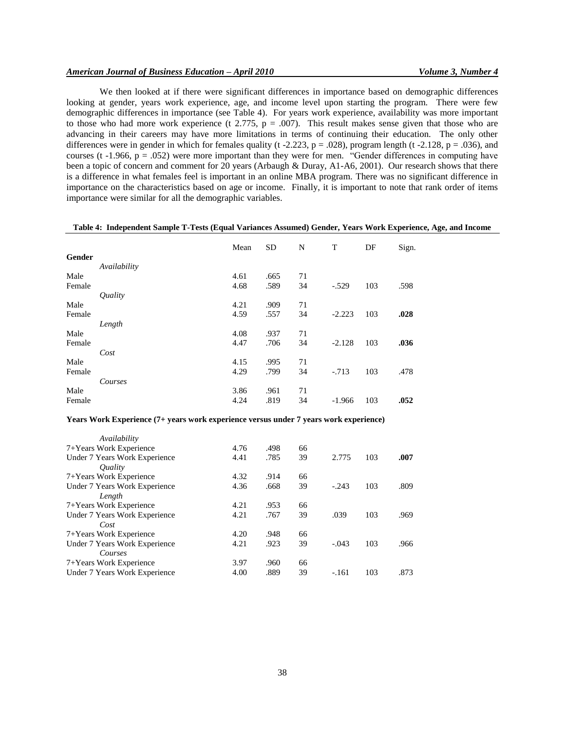We then looked at if there were significant differences in importance based on demographic differences looking at gender, years work experience, age, and income level upon starting the program. There were few demographic differences in importance (see Table 4). For years work experience, availability was more important to those who had more work experience (t 2.775, $p = .007$). This result makes sense given that those who are advancing in their careers may have more limitations in terms of continuing their education. The only other differences were in gender in which for females quality (t -2.223, $p = .028$), program length (t -2.128, $p = .036$), and courses (t -1.966, $p = .052$) were more important than they were for men. "Gender differences in computing have been a topic of concern and comment for 20 years (Arbaugh & Duray, A1-A6, 2001). Our research shows that there is a difference in what females feel is important in an online MBA program. There was no significant difference in importance on the characteristics based on age or income. Finally, it is important to note that rank order of items importance were similar for all the demographic variables.

**Table 4: Independent Sample T-Tests (Equal Variances Assumed) Gender, Years Work Experience, Age, and Income**

| | Mean | SD | N | T | DF | Sign. |
|---|---|---|---|---|---|---|
| **Gender** | | | | | | |
| *Availability* | | | | | | |
| Male | 4.61 | .665 | 71 | | | |
| Female | 4.68 | .589 | 34 | -.529 | 103 | .598 |
| *Quality* | | | | | | |
| Male | 4.21 | .909 | 71 | | | |
| Female | 4.59 | .557 | 34 | -2.223 | 103 | **.028** |
| *Length* | | | | | | |
| Male | 4.08 | .937 | 71 | | | |
| Female | 4.47 | .706 | 34 | -2.128 | 103 | **.036** |
| *Cost* | | | | | | |
| Male | 4.15 | .995 | 71 | | | |
| Female | 4.29 | .799 | 34 | -.713 | 103 | .478 |
| *Courses* | | | | | | |
| Male | 3.86 | .961 | 71 | | | |
| Female | 4.24 | .819 | 34 | -1.966 | 103 | **.052** |
| **Years Work Experience (7+ years work experience versus under 7 years work experience)** | | | | | | |
| *Availability* | | | | | | |
| 7+Years Work Experience | 4.76 | .498 | 66 | | | |
| Under 7 Years Work Experience | 4.41 | .785 | 39 | 2.775 | 103 | **.007** |
| *Quality* | | | | | | |
| 7+Years Work Experience | 4.32 | .914 | 66 | | | |
| Under 7 Years Work Experience | 4.36 | .668 | 39 | -.243 | 103 | .809 |
| *Length* | | | | | | |
| 7+Years Work Experience | 4.21 | .953 | 66 | | | |
| Under 7 Years Work Experience | 4.21 | .767 | 39 | .039 | 103 | .969 |
| *Cost* | | | | | | |
| 7+Years Work Experience | 4.20 | .948 | 66 | | | |
| Under 7 Years Work Experience | 4.21 | .923 | 39 | -.043 | 103 | .966 |
| *Courses* | | | | | | |
| 7+Years Work Experience | 3.97 | .960 | 66 | | | |
| Under 7 Years Work Experience | 4.00 | .889 | 39 | -.161 | 103 | .873 |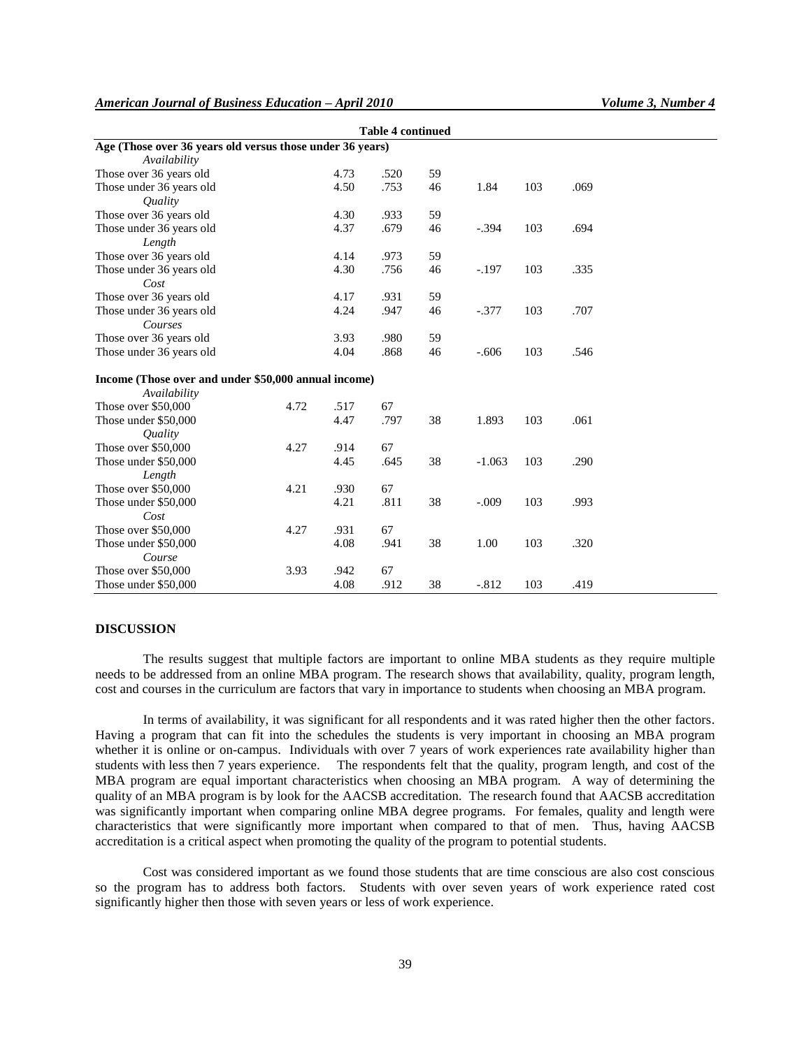**Table 4 continued**

| | | | | | | | |
|---|---|---|---|---|---|---|---|
| **Age (Those over 36 years old versus those under 36 years)** | | | | | | | |
| *Availability* | | | | | | | |
| Those over 36 years old | | 4.73 | .520 | 59 | | | |
| Those under 36 years old | | 4.50 | .753 | 46 | 1.84 | 103 | .069 |
| *Quality* | | | | | | | |
| Those over 36 years old | | 4.30 | .933 | 59 | | | |
| Those under 36 years old | | 4.37 | .679 | 46 | -.394 | 103 | .694 |
| *Length* | | | | | | | |
| Those over 36 years old | | 4.14 | .973 | 59 | | | |
| Those under 36 years old | | 4.30 | .756 | 46 | -.197 | 103 | .335 |
| *Cost* | | | | | | | |
| Those over 36 years old | | 4.17 | .931 | 59 | | | |
| Those under 36 years old | | 4.24 | .947 | 46 | -.377 | 103 | .707 |
| *Courses* | | | | | | | |
| Those over 36 years old | | 3.93 | .980 | 59 | | | |
| Those under 36 years old | | 4.04 | .868 | 46 | -.606 | 103 | .546 |
| **Income (Those over and under $50,000 annual income)** | | | | | | | |
| *Availability* | | | | | | | |
| Those over $50,000 | 4.72 | .517 | 67 | | | | |
| Those under $50,000 | | 4.47 | .797 | 38 | 1.893 | 103 | .061 |
| *Quality* | | | | | | | |
| Those over $50,000 | 4.27 | .914 | 67 | | | | |
| Those under $50,000 | | 4.45 | .645 | 38 | -1.063 | 103 | .290 |
| *Length* | | | | | | | |
| Those over $50,000 | 4.21 | .930 | 67 | | | | |
| Those under $50,000 | | 4.21 | .811 | 38 | -.009 | 103 | .993 |
| *Cost* | | | | | | | |
| Those over $50,000 | 4.27 | .931 | 67 | | | | |
| Those under $50,000 | | 4.08 | .941 | 38 | 1.00 | 103 | .320 |
| *Course* | | | | | | | |
| Those over $50,000 | 3.93 | .942 | 67 | | | | |
| Those under $50,000 | | 4.08 | .912 | 38 | -.812 | 103 | .419 |

## DISCUSSION

The results suggest that multiple factors are important to online MBA students as they require multiple needs to be addressed from an online MBA program. The research shows that availability, quality, program length, cost and courses in the curriculum are factors that vary in importance to students when choosing an MBA program.

In terms of availability, it was significant for all respondents and it was rated higher then the other factors. Having a program that can fit into the schedules the students is very important in choosing an MBA program whether it is online or on-campus. Individuals with over 7 years of work experiences rate availability higher than students with less then 7 years experience. The respondents felt that the quality, program length, and cost of the MBA program are equal important characteristics when choosing an MBA program. A way of determining the quality of an MBA program is by look for the AACSB accreditation. The research found that AACSB accreditation was significantly important when comparing online MBA degree programs. For females, quality and length were characteristics that were significantly more important when compared to that of men. Thus, having AACSB accreditation is a critical aspect when promoting the quality of the program to potential students.

Cost was considered important as we found those students that are time conscious are also cost conscious so the program has to address both factors. Students with over seven years of work experience rated cost significantly higher then those with seven years or less of work experience.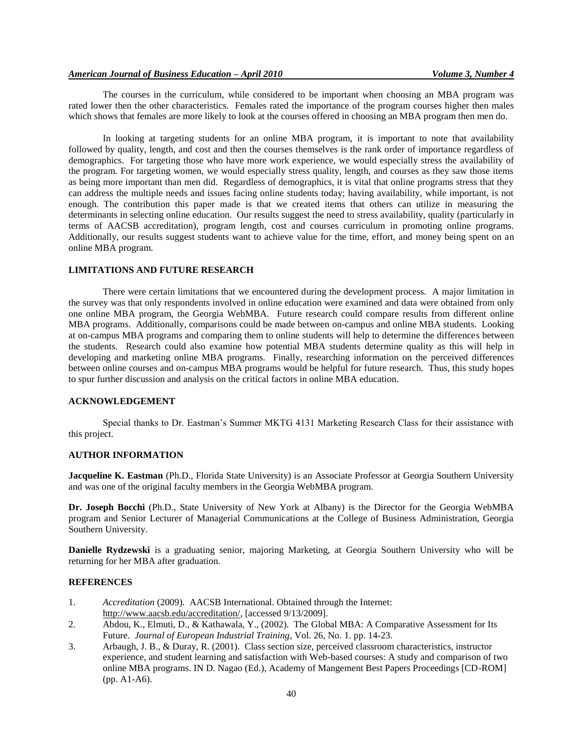The courses in the curriculum, while considered to be important when choosing an MBA program was rated lower then the other characteristics. Females rated the importance of the program courses higher then males which shows that females are more likely to look at the courses offered in choosing an MBA program then men do.

In looking at targeting students for an online MBA program, it is important to note that availability followed by quality, length, and cost and then the courses themselves is the rank order of importance regardless of demographics. For targeting those who have more work experience, we would especially stress the availability of the program. For targeting women, we would especially stress quality, length, and courses as they saw those items as being more important than men did. Regardless of demographics, it is vital that online programs stress that they can address the multiple needs and issues facing online students today; having availability, while important, is not enough. The contribution this paper made is that we created items that others can utilize in measuring the determinants in selecting online education. Our results suggest the need to stress availability, quality (particularly in terms of AACSB accreditation), program length, cost and courses curriculum in promoting online programs. Additionally, our results suggest students want to achieve value for the time, effort, and money being spent on an online MBA program.

## LIMITATIONS AND FUTURE RESEARCH

There were certain limitations that we encountered during the development process. A major limitation in the survey was that only respondents involved in online education were examined and data were obtained from only one online MBA program, the Georgia WebMBA. Future research could compare results from different online MBA programs. Additionally, comparisons could be made between on-campus and online MBA students. Looking at on-campus MBA programs and comparing them to online students will help to determine the differences between the students. Research could also examine how potential MBA students determine quality as this will help in developing and marketing online MBA programs. Finally, researching information on the perceived differences between online courses and on-campus MBA programs would be helpful for future research. Thus, this study hopes to spur further discussion and analysis on the critical factors in online MBA education.

## ACKNOWLEDGEMENT

Special thanks to Dr. Eastman's Summer MKTG 4131 Marketing Research Class for their assistance with this project.

## AUTHOR INFORMATION

**Jacqueline K. Eastman** (Ph.D., Florida State University) is an Associate Professor at Georgia Southern University and was one of the original faculty members in the Georgia WebMBA program.

**Dr. Joseph Bocchi** (Ph.D., State University of New York at Albany) is the Director for the Georgia WebMBA program and Senior Lecturer of Managerial Communications at the College of Business Administration, Georgia Southern University.

**Danielle Rydzewski** is a graduating senior, majoring Marketing, at Georgia Southern University who will be returning for her MBA after graduation.

## REFERENCES

1. *Accreditation* (2009). AACSB International. Obtained through the Internet: http://www.aacsb.edu/accreditation/, [accessed 9/13/2009].
2. Abdou, K., Elmuti, D., & Kathawala, Y., (2002). The Global MBA: A Comparative Assessment for Its Future. *Journal of European Industrial Training*, Vol. 26, No. 1. pp. 14-23.
3. Arbaugh, J. B., & Duray, R. (2001). Class section size, perceived classroom characteristics, instructor experience, and student learning and satisfaction with Web-based courses: A study and comparison of two online MBA programs. IN D. Nagao (Ed.), Academy of Mangement Best Papers Proceedings [CD-ROM] (pp. A1-A6).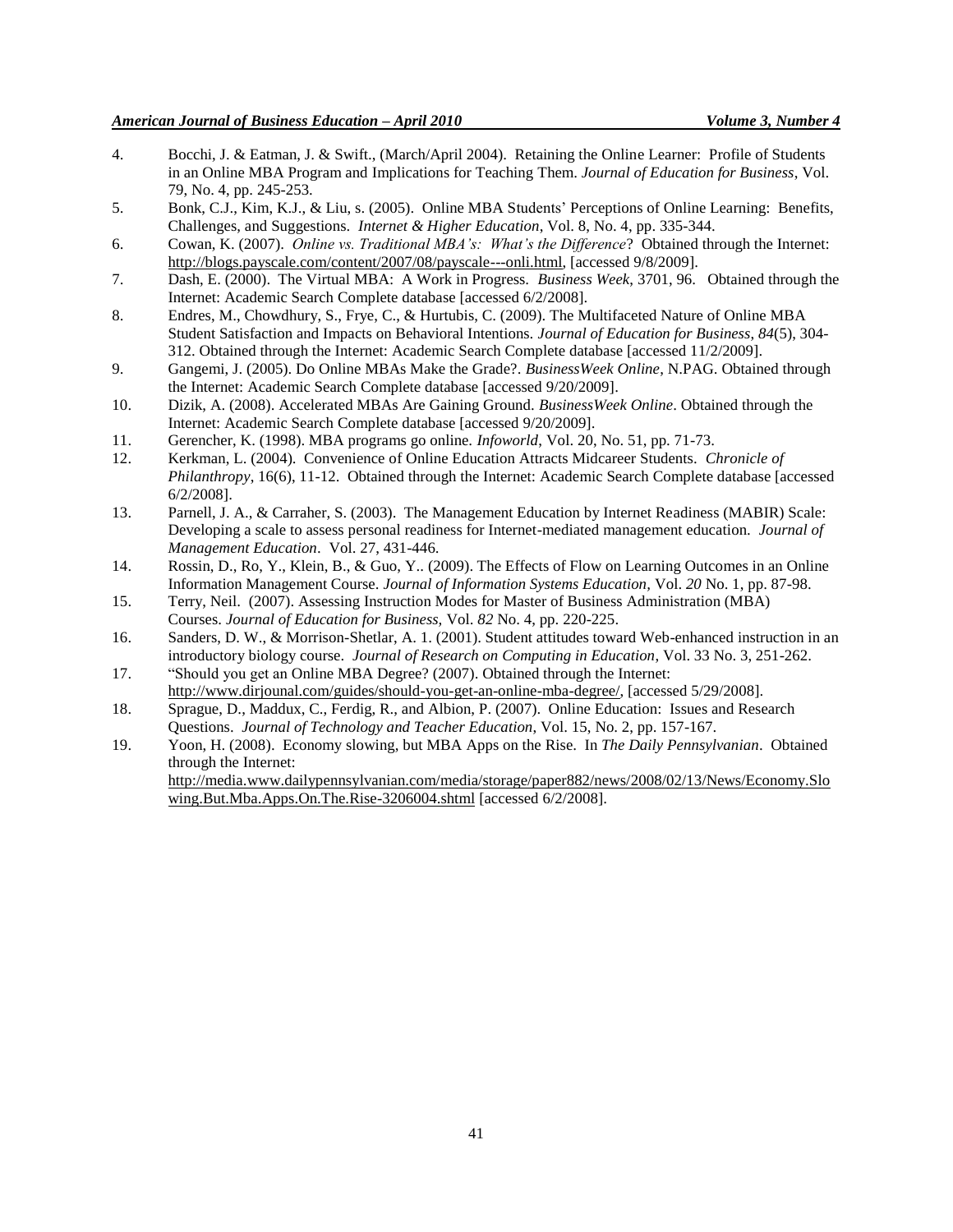4. Bocchi, J. & Eatman, J. & Swift., (March/April 2004). Retaining the Online Learner: Profile of Students in an Online MBA Program and Implications for Teaching Them. *Journal of Education for Business*, Vol. 79, No. 4, pp. 245-253.
5. Bonk, C.J., Kim, K.J., & Liu, s. (2005). Online MBA Students' Perceptions of Online Learning: Benefits, Challenges, and Suggestions. *Internet & Higher Education*, Vol. 8, No. 4, pp. 335-344.
6. Cowan, K. (2007). *Online vs. Traditional MBA's: What's the Difference*? Obtained through the Internet: http://blogs.payscale.com/content/2007/08/payscale---onli.html, [accessed 9/8/2009].
7. Dash, E. (2000). The Virtual MBA: A Work in Progress. *Business Week*, 3701, 96. Obtained through the Internet: Academic Search Complete database [accessed 6/2/2008].
8. Endres, M., Chowdhury, S., Frye, C., & Hurtubis, C. (2009). The Multifaceted Nature of Online MBA Student Satisfaction and Impacts on Behavioral Intentions. *Journal of Education for Business*, *84*(5), 304-312. Obtained through the Internet: Academic Search Complete database [accessed 11/2/2009].
9. Gangemi, J. (2005). Do Online MBAs Make the Grade?. *BusinessWeek Online*, N.PAG. Obtained through the Internet: Academic Search Complete database [accessed 9/20/2009].
10. Dizik, A. (2008). Accelerated MBAs Are Gaining Ground. *BusinessWeek Online*. Obtained through the Internet: Academic Search Complete database [accessed 9/20/2009].
11. Gerencher, K. (1998). MBA programs go online. *Infoworld*, Vol. 20, No. 51, pp. 71-73.
12. Kerkman, L. (2004). Convenience of Online Education Attracts Midcareer Students. *Chronicle of Philanthropy*, 16(6), 11-12. Obtained through the Internet: Academic Search Complete database [accessed 6/2/2008].
13. Parnell, J. A., & Carraher, S. (2003). The Management Education by Internet Readiness (MABIR) Scale: Developing a scale to assess personal readiness for Internet-mediated management education. *Journal of Management Education*. Vol. 27, 431-446.
14. Rossin, D., Ro, Y., Klein, B., & Guo, Y.. (2009). The Effects of Flow on Learning Outcomes in an Online Information Management Course. *Journal of Information Systems Education*, Vol. *20* No. 1, pp. 87-98.
15. Terry, Neil. (2007). Assessing Instruction Modes for Master of Business Administration (MBA) Courses. *Journal of Education for Business,* Vol. *82* No. 4, pp. 220-225.
16. Sanders, D. W., & Morrison-Shetlar, A. 1. (2001). Student attitudes toward Web-enhanced instruction in an introductory biology course. *Journal of Research on Computing in Education*, Vol. 33 No. 3, 251-262.
17. "Should you get an Online MBA Degree? (2007). Obtained through the Internet: http://www.dirjounal.com/guides/should-you-get-an-online-mba-degree/, [accessed 5/29/2008].
18. Sprague, D., Maddux, C., Ferdig, R., and Albion, P. (2007). Online Education: Issues and Research Questions. *Journal of Technology and Teacher Education*, Vol. 15, No. 2, pp. 157-167.
19. Yoon, H. (2008). Economy slowing, but MBA Apps on the Rise. In *The Daily Pennsylvanian*. Obtained through the Internet: http://media.www.dailypennsylvanian.com/media/storage/paper882/news/2008/02/13/News/Economy.Slowing.But.Mba.Apps.On.The.Rise-3206004.shtml [accessed 6/2/2008].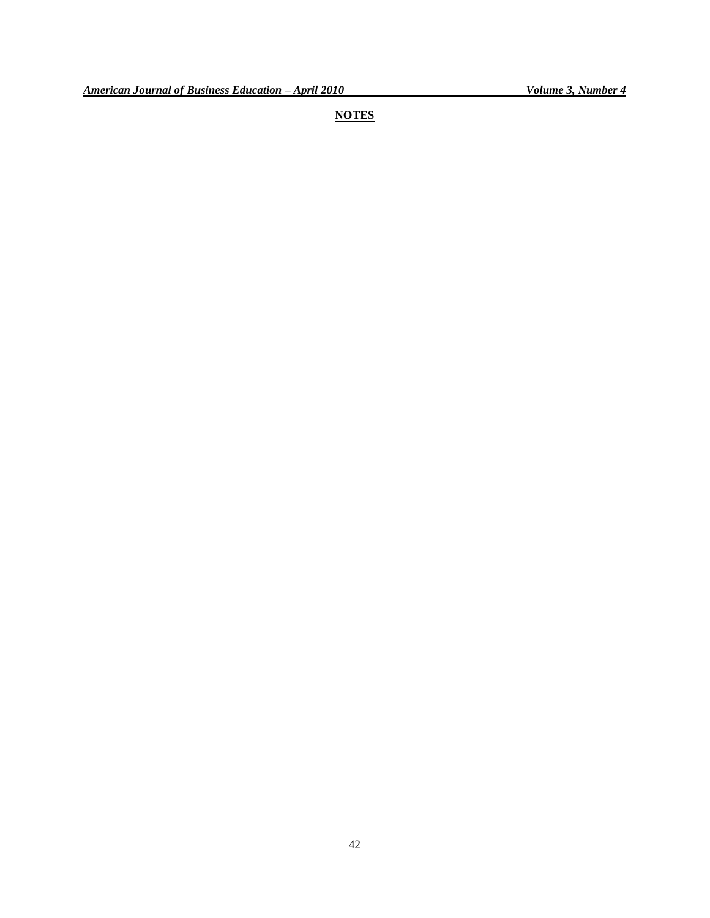**NOTES**